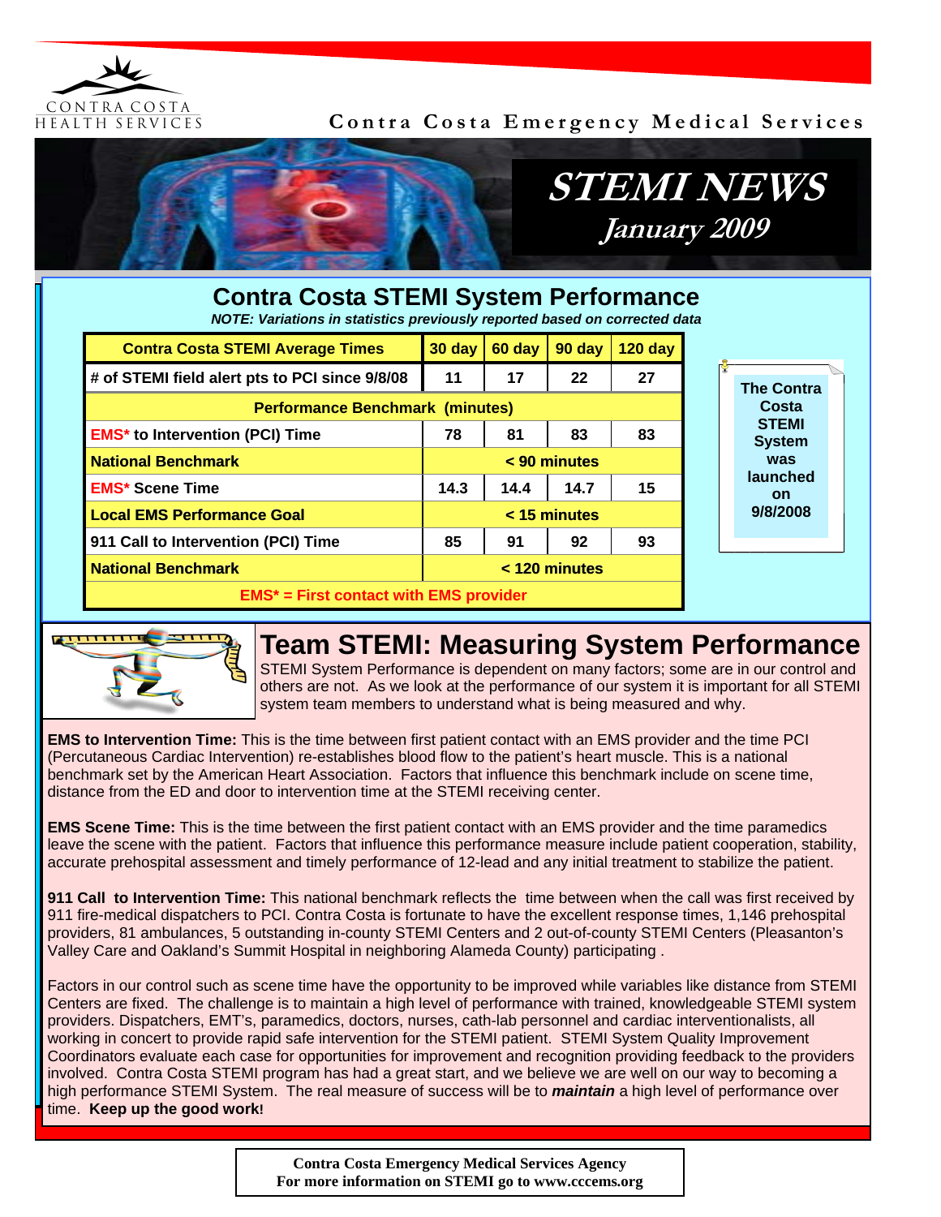CONTRA COSTA HEALTH SERVICES

Contra Costa Emergency Medical Services

# STEMI NEWS

*January 2009*

## Contra Costa STEMI System Performance

***NOTE: Variations in statistics previously reported based on corrected data***

| Contra Costa STEMI Average Times | 30 day | 60 day | 90 day | 120 day |
|---|---|---|---|---|
| # of STEMI field alert pts to PCI since 9/8/08 | 11 | 17 | 22 | 27 |
| **Performance Benchmark (minutes)** | | | | |
| EMS* to Intervention (PCI) Time | 78 | 81 | 83 | 83 |
| National Benchmark | < 90 minutes | | | |
| EMS* Scene Time | 14.3 | 14.4 | 14.7 | 15 |
| Local EMS Performance Goal | < 15 minutes | | | |
| 911 Call to Intervention (PCI) Time | 85 | 91 | 92 | 93 |
| National Benchmark | < 120 minutes | | | |
| EMS* = First contact with EMS provider | | | | |

**The Contra Costa STEMI System was launched on 9/8/2008**

## Team STEMI: Measuring System Performance

STEMI System Performance is dependent on many factors; some are in our control and others are not. As we look at the performance of our system it is important for all STEMI system team members to understand what is being measured and why.

**EMS to Intervention Time:** This is the time between first patient contact with an EMS provider and the time PCI (Percutaneous Cardiac Intervention) re-establishes blood flow to the patient's heart muscle. This is a national benchmark set by the American Heart Association. Factors that influence this benchmark include on scene time, distance from the ED and door to intervention time at the STEMI receiving center.

**EMS Scene Time:** This is the time between the first patient contact with an EMS provider and the time paramedics leave the scene with the patient. Factors that influence this performance measure include patient cooperation, stability, accurate prehospital assessment and timely performance of 12-lead and any initial treatment to stabilize the patient.

**911 Call to Intervention Time:** This national benchmark reflects the time between when the call was first received by 911 fire-medical dispatchers to PCI. Contra Costa is fortunate to have the excellent response times, 1,146 prehospital providers, 81 ambulances, 5 outstanding in-county STEMI Centers and 2 out-of-county STEMI Centers (Pleasanton's Valley Care and Oakland's Summit Hospital in neighboring Alameda County) participating .

Factors in our control such as scene time have the opportunity to be improved while variables like distance from STEMI Centers are fixed. The challenge is to maintain a high level of performance with trained, knowledgeable STEMI system providers. Dispatchers, EMT's, paramedics, doctors, nurses, cath-lab personnel and cardiac interventionalists, all working in concert to provide rapid safe intervention for the STEMI patient. STEMI System Quality Improvement Coordinators evaluate each case for opportunities for improvement and recognition providing feedback to the providers involved. Contra Costa STEMI program has had a great start, and we believe we are well on our way to becoming a high performance STEMI System. The real measure of success will be to ***maintain*** a high level of performance over time. **Keep up the good work!**

**Contra Costa Emergency Medical Services Agency**
**For more information on STEMI go to www.cccems.org**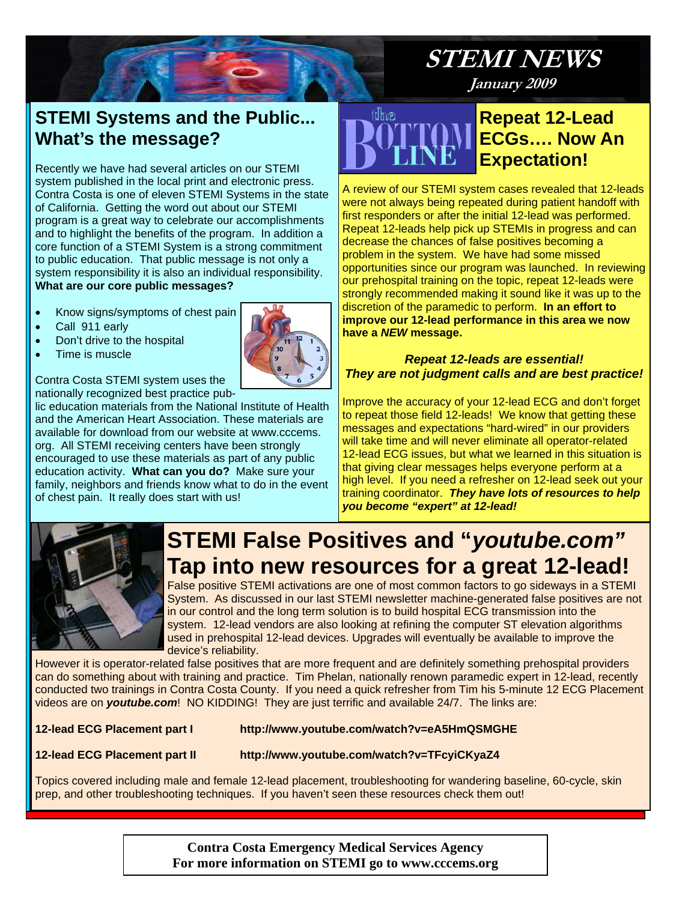# STEMI NEWS

**January 2009**

## STEMI Systems and the Public... What's the message?

Recently we have had several articles on our STEMI system published in the local print and electronic press. Contra Costa is one of eleven STEMI Systems in the state of California. Getting the word out about our STEMI program is a great way to celebrate our accomplishments and to highlight the benefits of the program. In addition a core function of a STEMI System is a strong commitment to public education. That public message is not only a system responsibility it is also an individual responsibility. **What are our core public messages?**

- Know signs/symptoms of chest pain
- Call 911 early
- Don't drive to the hospital
- Time is muscle

Contra Costa STEMI system uses the nationally recognized best practice public education materials from the National Institute of Health and the American Heart Association. These materials are available for download from our website at www.cccems.org. All STEMI receiving centers have been strongly encouraged to use these materials as part of any public education activity. **What can you do?** Make sure your family, neighbors and friends know what to do in the event of chest pain. It really does start with us!

## the BOTTOM LINE: Repeat 12-Lead ECGs…. Now An Expectation!

A review of our STEMI system cases revealed that 12-leads were not always being repeated during patient handoff with first responders or after the initial 12-lead was performed. Repeat 12-leads help pick up STEMIs in progress and can decrease the chances of false positives becoming a problem in the system. We have had some missed opportunities since our program was launched. In reviewing our prehospital training on the topic, repeat 12-leads were strongly recommended making it sound like it was up to the discretion of the paramedic to perform. **In an effort to improve our 12-lead performance in this area we now have a *NEW* message.**

***Repeat 12-leads are essential!***
***They are not judgment calls and are best practice!***

Improve the accuracy of your 12-lead ECG and don't forget to repeat those field 12-leads! We know that getting these messages and expectations "hard-wired" in our providers will take time and will never eliminate all operator-related 12-lead ECG issues, but what we learned in this situation is that giving clear messages helps everyone perform at a high level. If you need a refresher on 12-lead seek out your training coordinator. ***They have lots of resources to help you become "expert" at 12-lead!***

## STEMI False Positives and "*youtube.com*" Tap into new resources for a great 12-lead!

False positive STEMI activations are one of most common factors to go sideways in a STEMI System. As discussed in our last STEMI newsletter machine-generated false positives are not in our control and the long term solution is to build hospital ECG transmission into the system. 12-lead vendors are also looking at refining the computer ST elevation algorithms used in prehospital 12-lead devices. Upgrades will eventually be available to improve the device's reliability.

However it is operator-related false positives that are more frequent and are definitely something prehospital providers can do something about with training and practice. Tim Phelan, nationally renown paramedic expert in 12-lead, recently conducted two trainings in Contra Costa County. If you need a quick refresher from Tim his 5-minute 12 ECG Placement videos are on ***youtube.com***! NO KIDDING! They are just terrific and available 24/7. The links are:

**12-lead ECG Placement part I** **http://www.youtube.com/watch?v=eA5HmQSMGHE**

**12-lead ECG Placement part II** **http://www.youtube.com/watch?v=TFcyiCKyaZ4**

Topics covered including male and female 12-lead placement, troubleshooting for wandering baseline, 60-cycle, skin prep, and other troubleshooting techniques. If you haven't seen these resources check them out!

**Contra Costa Emergency Medical Services Agency**
**For more information on STEMI go to www.cccems.org**